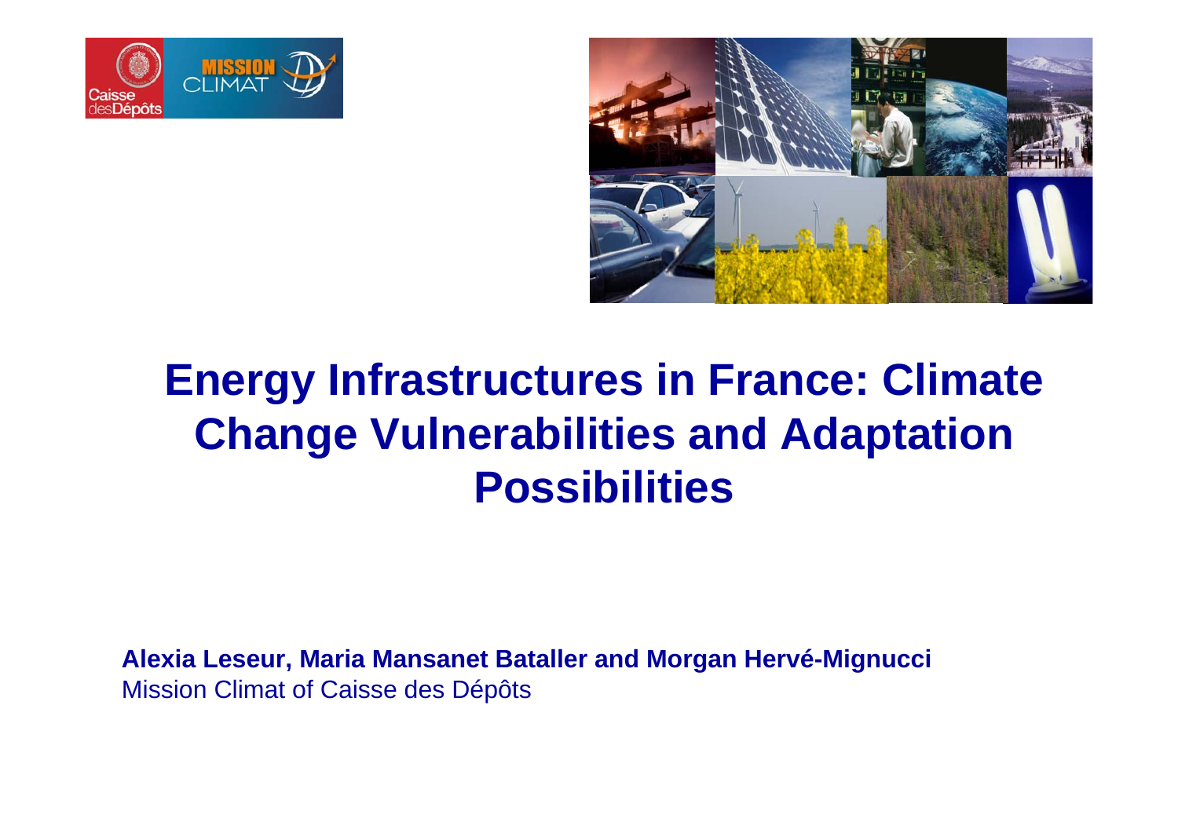# Energy Infrastructures in France: Climate Change Vulnerabilities and Adaptation Possibilities

**Alexia Leseur, Maria Mansanet Bataller and Morgan Hervé-Mignucci**
Mission Climat of Caisse des Dépôts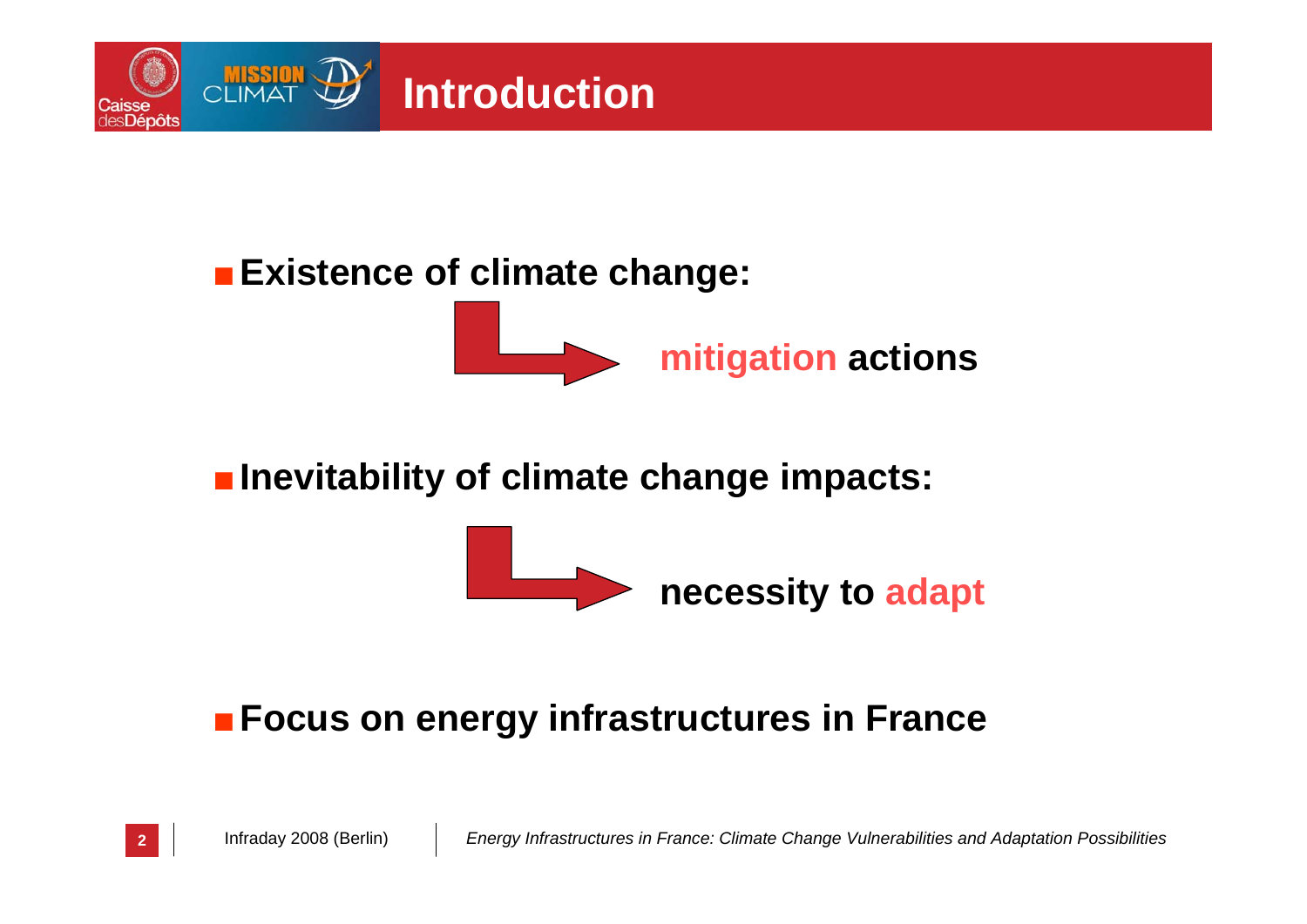# Introduction

- **Existence of climate change:**

  → **mitigation actions**

- **Inevitability of climate change impacts:**

  → **necessity to adapt**

- **Focus on energy infrastructures in France**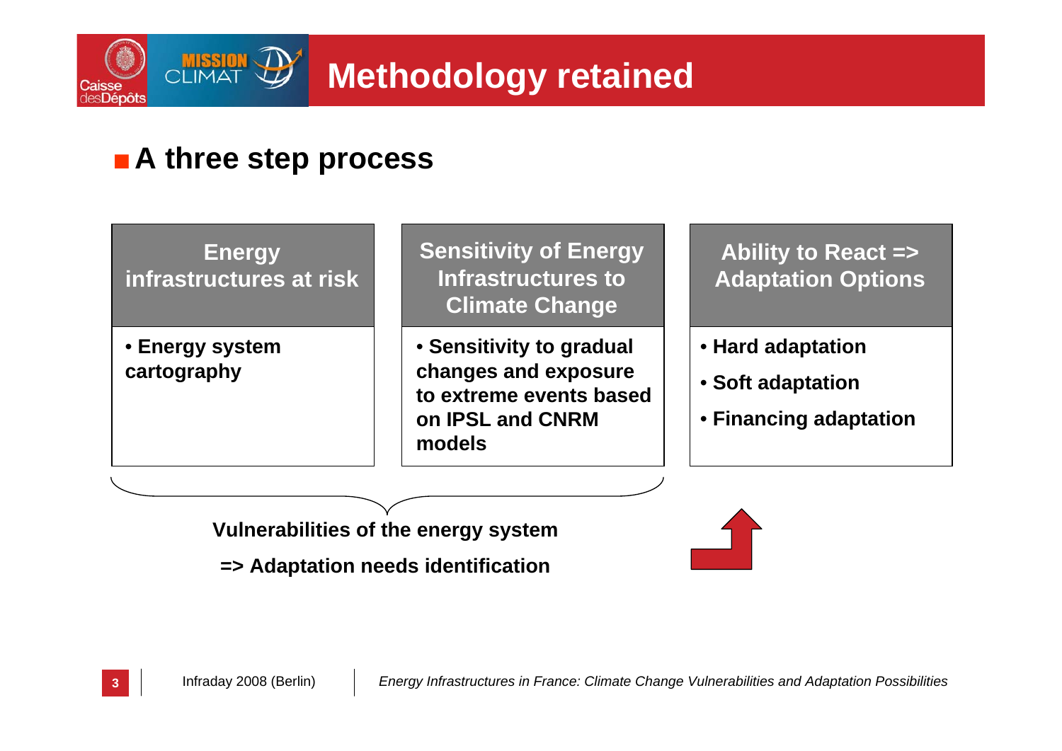# Methodology retained

## A three step process

| Energy infrastructures at risk | Sensitivity of Energy Infrastructures to Climate Change | Ability to React => Adaptation Options |
|---|---|---|
| • Energy system cartography | • Sensitivity to gradual changes and exposure to extreme events based on IPSL and CNRM models | • Hard adaptation<br>• Soft adaptation<br>• Financing adaptation |

**Vulnerabilities of the energy system**

**=> Adaptation needs identification**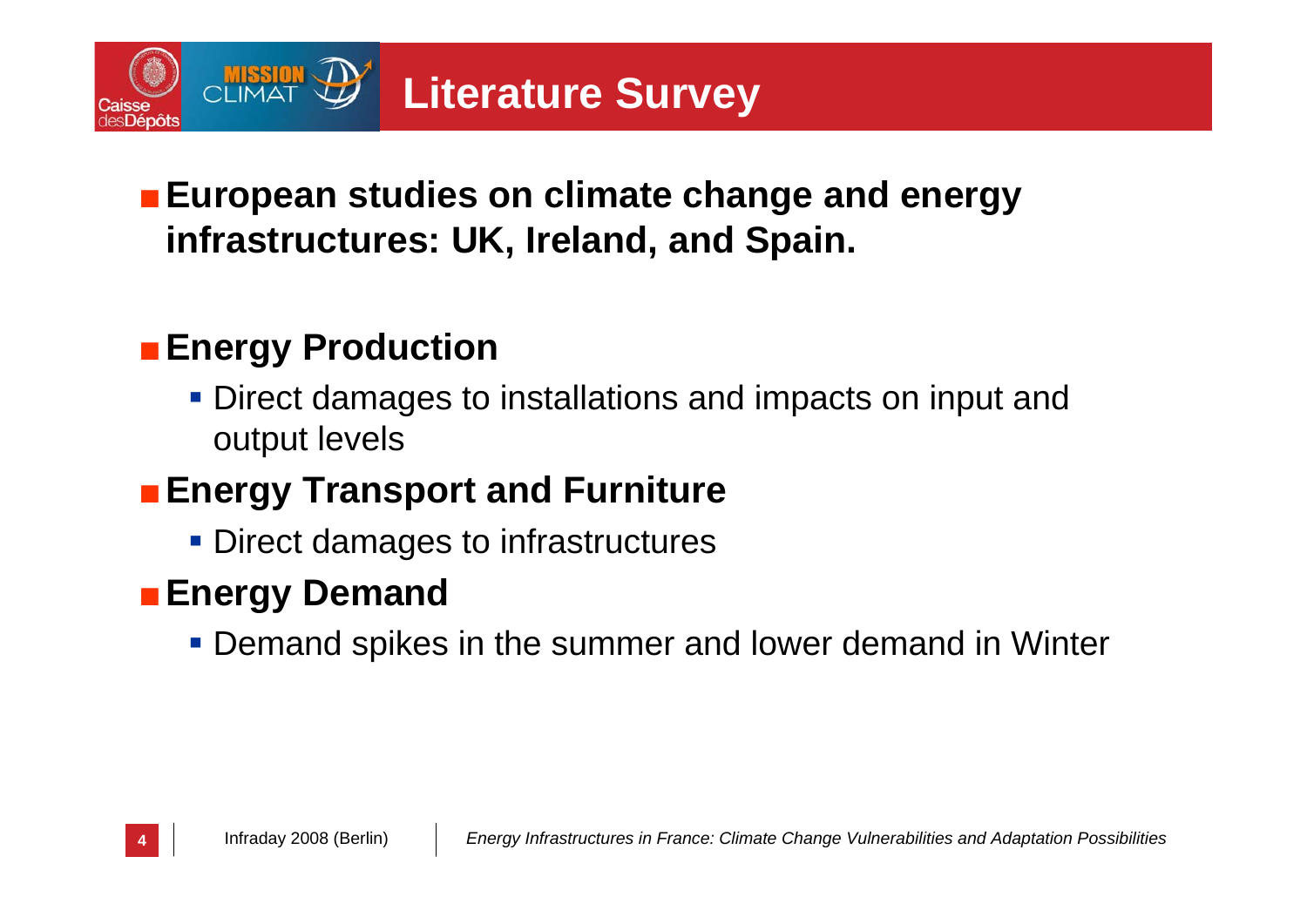# Literature Survey

- **European studies on climate change and energy infrastructures: UK, Ireland, and Spain.**

- **Energy Production**
  - Direct damages to installations and impacts on input and output levels
- **Energy Transport and Furniture**
  - Direct damages to infrastructures
- **Energy Demand**
  - Demand spikes in the summer and lower demand in Winter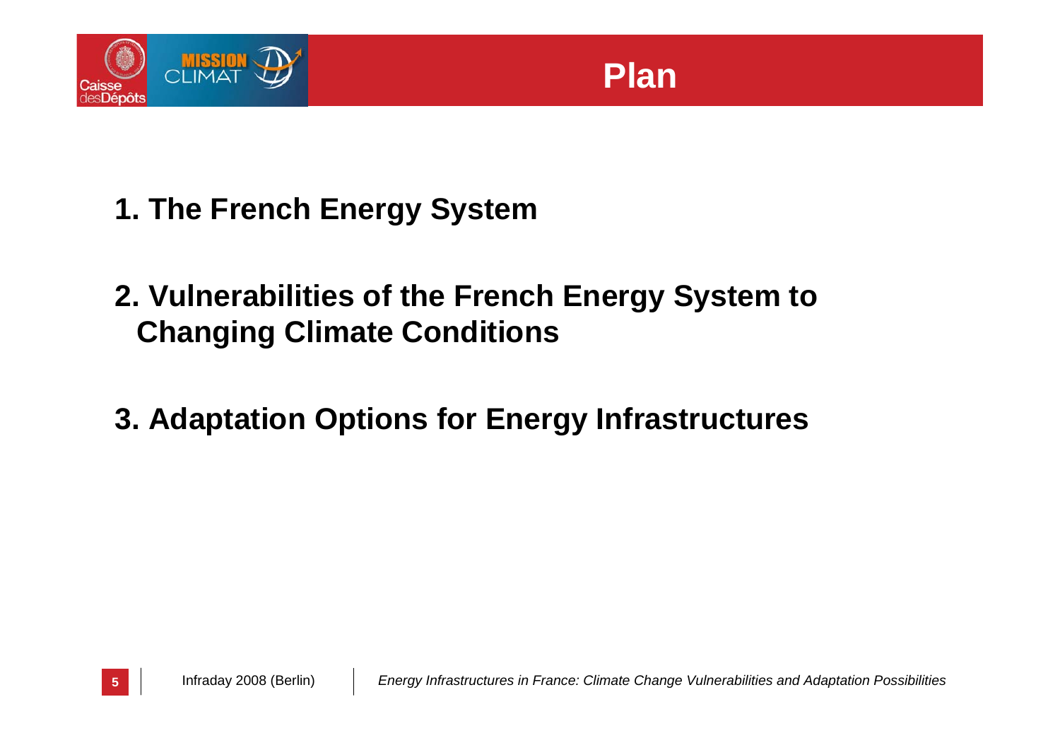# Plan

1. The French Energy System

2. Vulnerabilities of the French Energy System to Changing Climate Conditions

3. Adaptation Options for Energy Infrastructures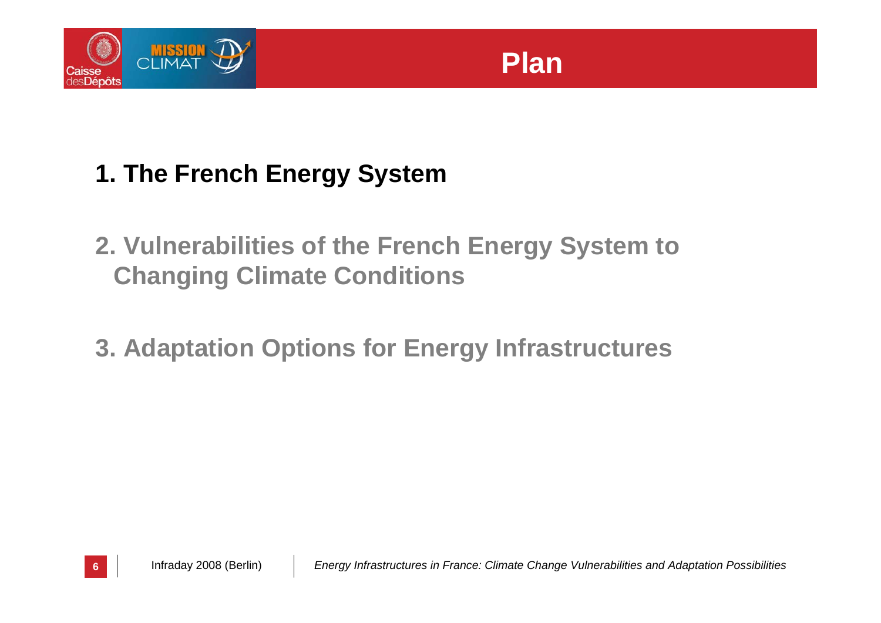# Plan

1. The French Energy System

2. Vulnerabilities of the French Energy System to Changing Climate Conditions

3. Adaptation Options for Energy Infrastructures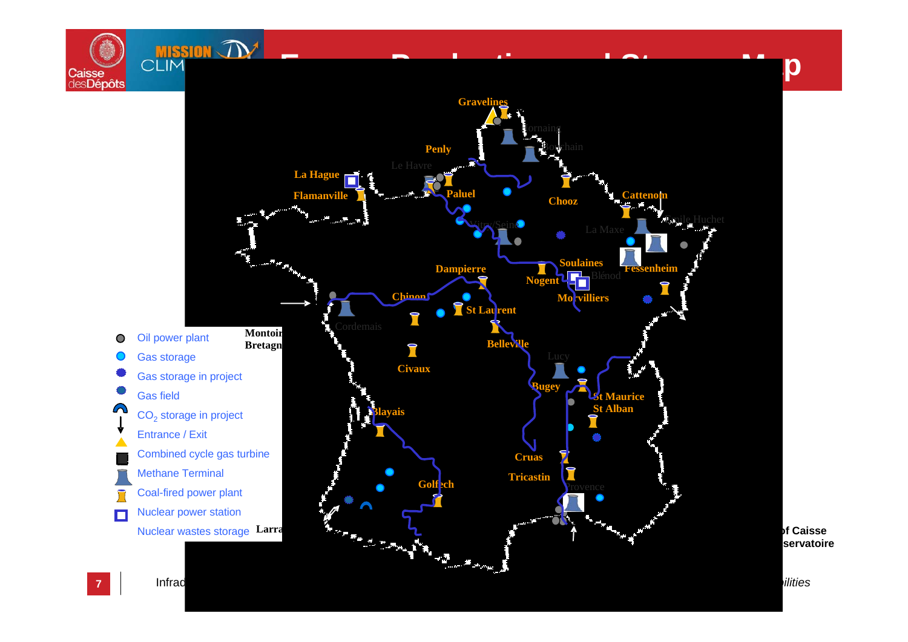# Energy Production and Storage Map

- Oil power plant
- Gas storage
- Gas storage in project
- Gas field
- $CO_2$ storage in project
- Entrance / Exit
- Combined cycle gas turbine
- Methane Terminal
- Coal-fired power plant
- Nuclear power station
- Nuclear wastes storage

Gravelines, Hornaing, Bouchain, Penly, Le Havre, La Hague, Flamanville, Paluel, Chooz, Cattenom, Emile Huchet, La Maxe, Vitry/Seine, Fessenheim, Soulaines, Blénod, Nogent, Dampierre, Morvilliers, Chinon, St Laurent, Cordemais, Montoir Bretagne, Belleville, Civaux, Lucy, Bugey, St Maurice St Alban, Blayais, Cruas, Tricastin, Golfech, Provence, Larra

Infra... of Caisse ...servatoire ...ilities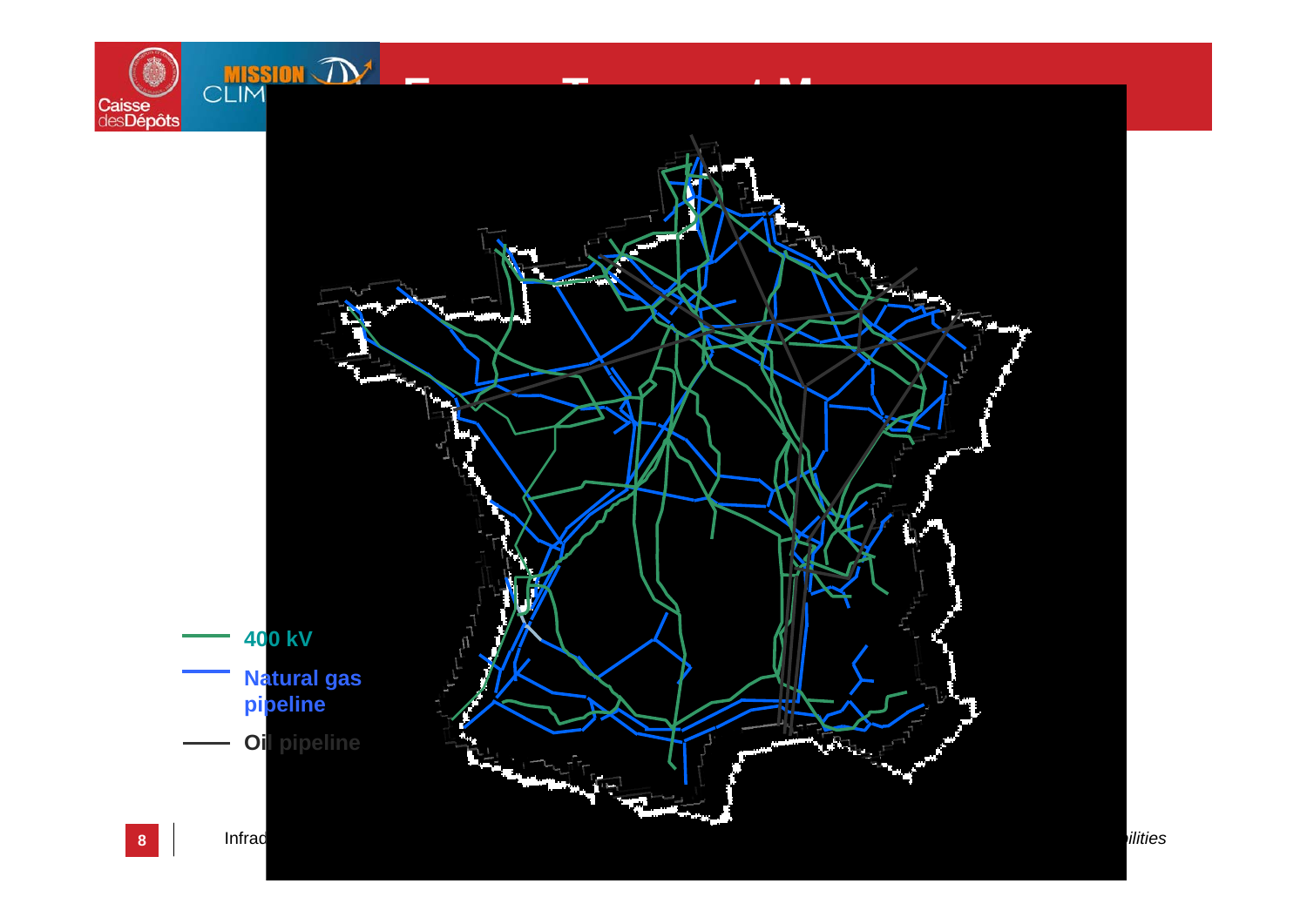400 kV

Natural gas pipeline

Oil pipeline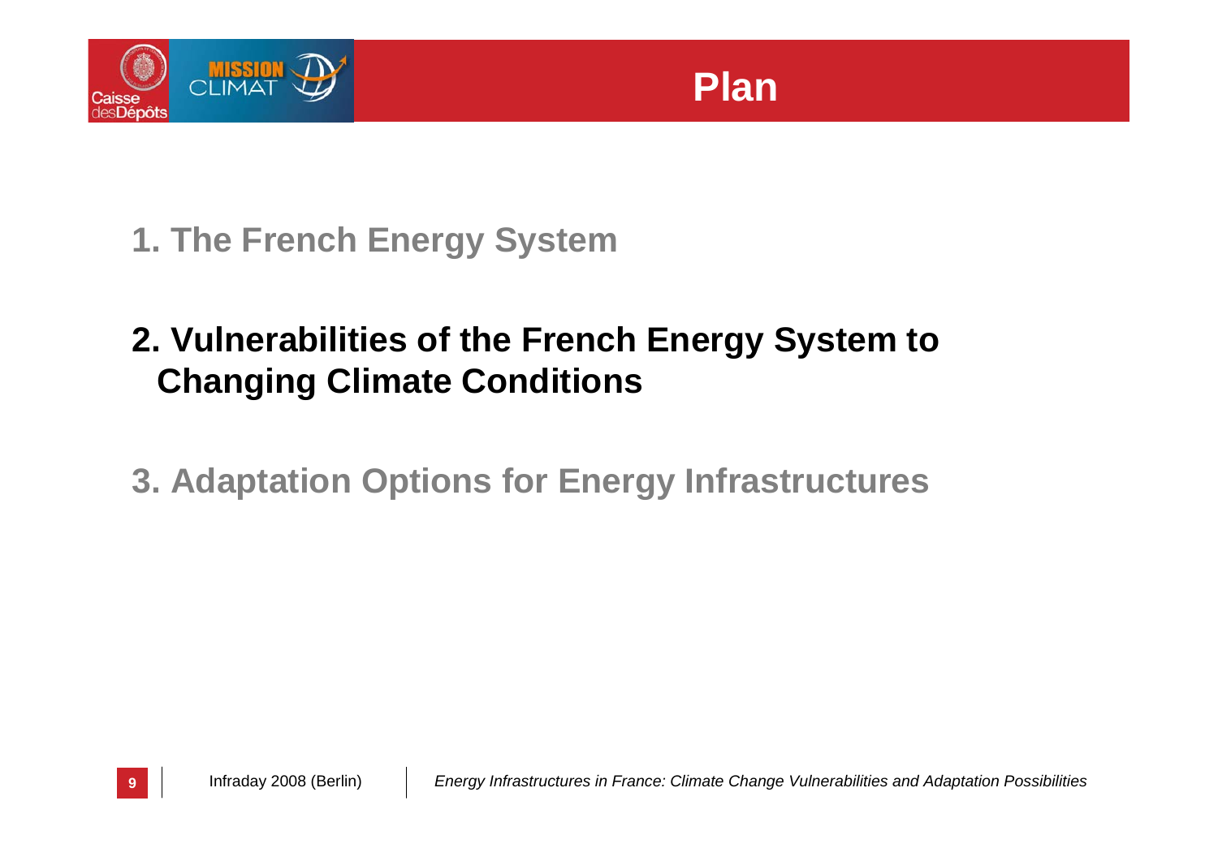# Plan

1. The French Energy System

2. **Vulnerabilities of the French Energy System to Changing Climate Conditions**

3. Adaptation Options for Energy Infrastructures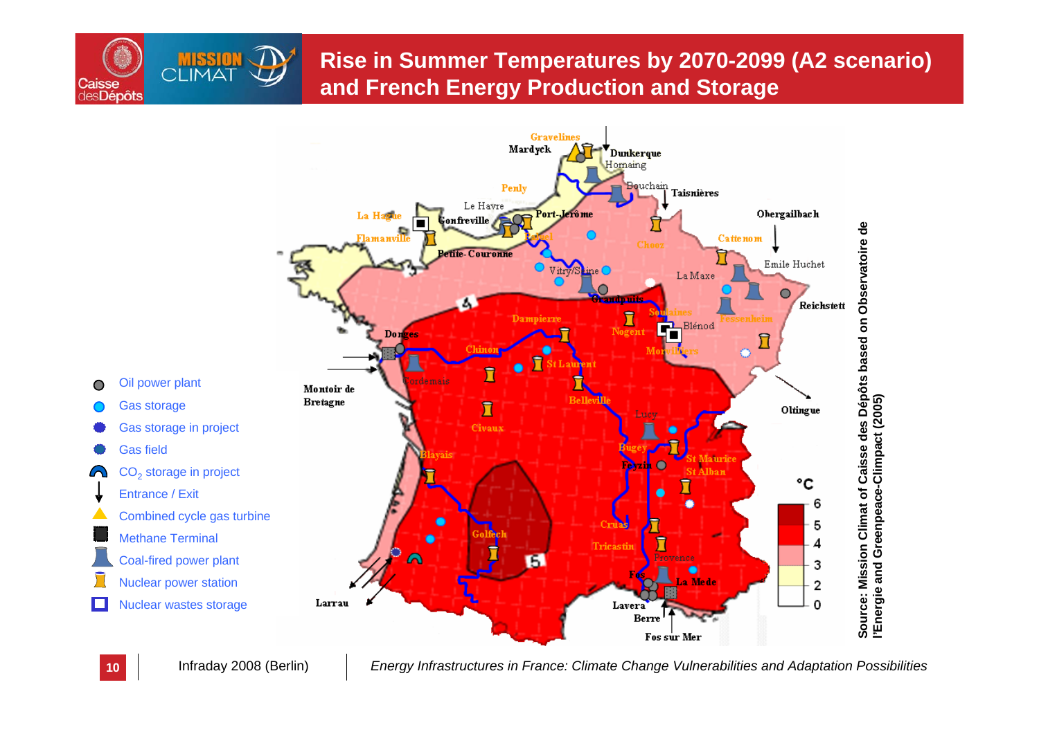# Rise in Summer Temperatures by 2070-2099 (A2 scenario) and French Energy Production and Storage

- Oil power plant
- Gas storage
- Gas storage in project
- Gas field
- $CO_2$ storage in project
- Entrance / Exit
- Combined cycle gas turbine
- Methane Terminal
- Coal-fired power plant
- Nuclear power station
- Nuclear wastes storage

°C: 6, 5, 4, 3, 2, 0

Source: Mission Climat of Caisse des Dépôts based on Observatoire de l'Energie and Greenpeace-Climpact (2005)

Infraday 2008 (Berlin) | *Energy Infrastructures in France: Climate Change Vulnerabilities and Adaptation Possibilities*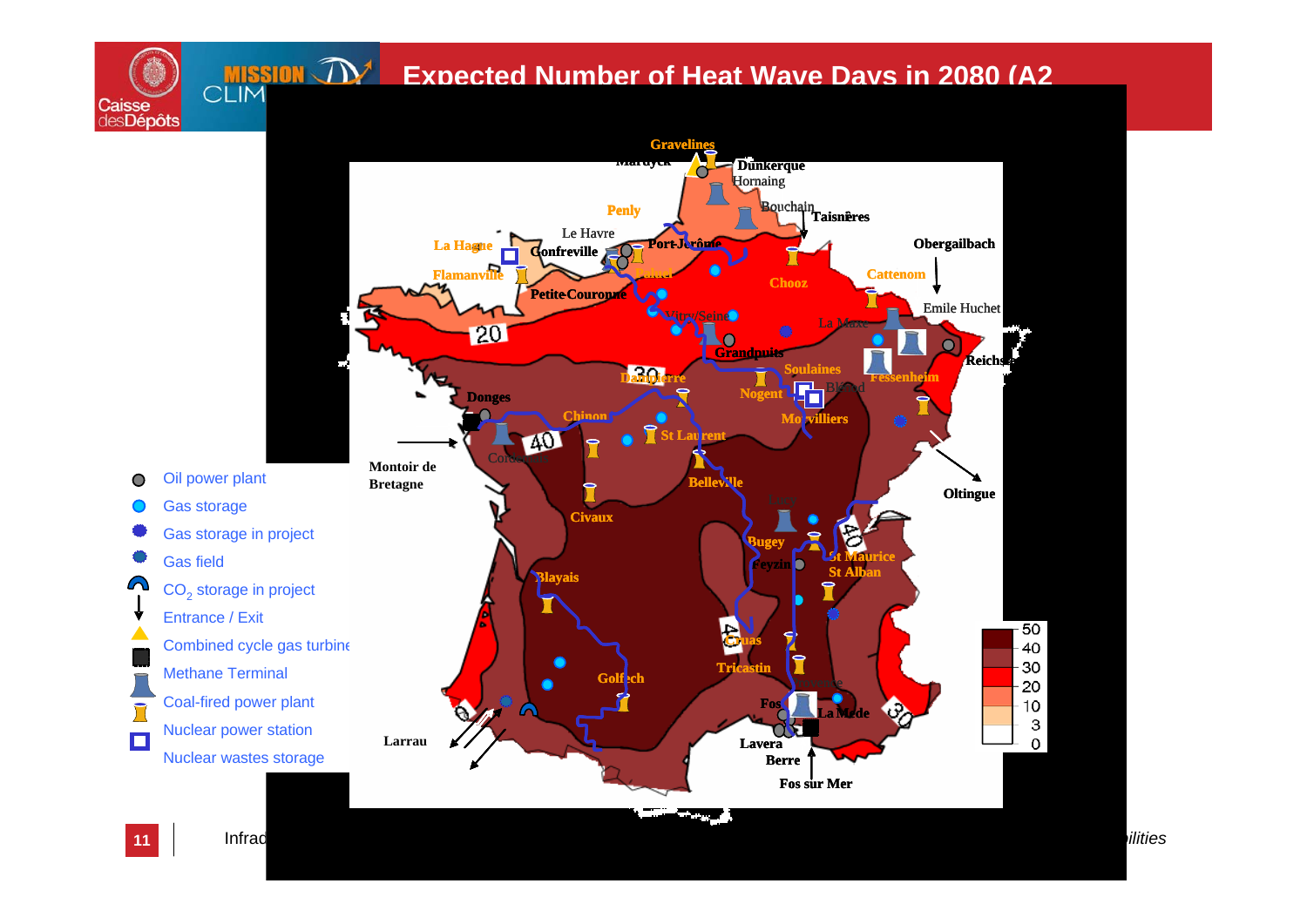# Expected Number of Heat Wave Days in 2080 (A2

- Oil power plant
- Gas storage
- Gas storage in project
- Gas field
- $CO_2$ storage in project
- Entrance / Exit
- Combined cycle gas turbine
- Methane Terminal
- Coal-fired power plant
- Nuclear power station
- Nuclear wastes storage

Gravelines, Dunkerque, Hornaing, Bouchain, Taisnères, Penly, Le Havre, La Hague, Gonfreville, Port-Jérôme, Flamanville, Petite-Couronne, Chooz, Obergailbach, Cattenom, Emile Huchet, Vitry/Seine, La Maxe, Grandpuits, Reichstett, Soulaines, Fessenheim, Dampierre, Nogent, Donges, Chinon, Morvilliers, St Laurent, Montoir de Bretagne, Oltingue, Belleville, Civaux, Bugey, Feyzin, St Maurice, St Alban, Blayais, Cruas, Tricastin, Golfech, Fos, La Mède, Lavera, Berre, Fos sur Mer, Larrau

Heat wave days scale: 0, 3, 10, 20, 30, 40, 50

Infra... ...ilities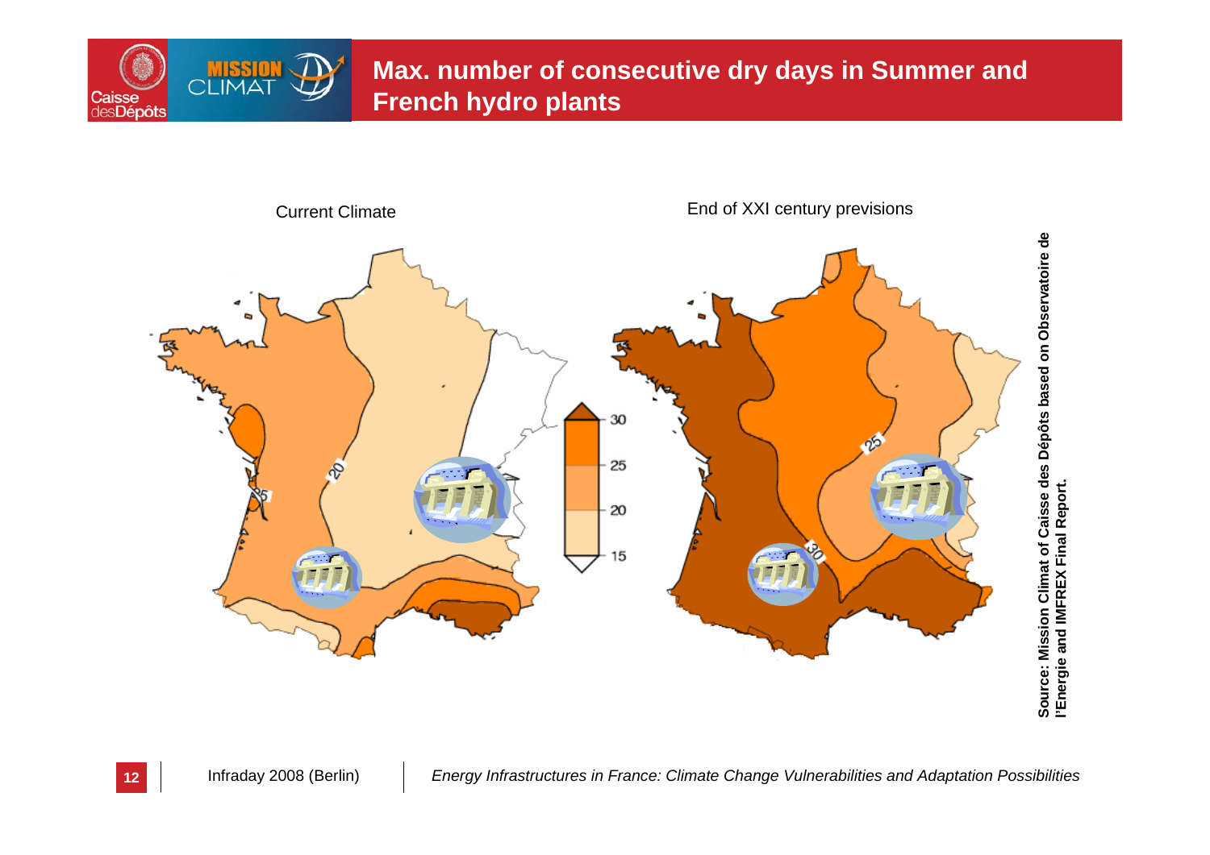# Max. number of consecutive dry days in Summer and French hydro plants

Current Climate

End of XXI century previsions

30

25

20

15

**Source: Mission Climat of Caisse des Dépôts based on Observatoire de l'Energie and IMFREX Final Report.**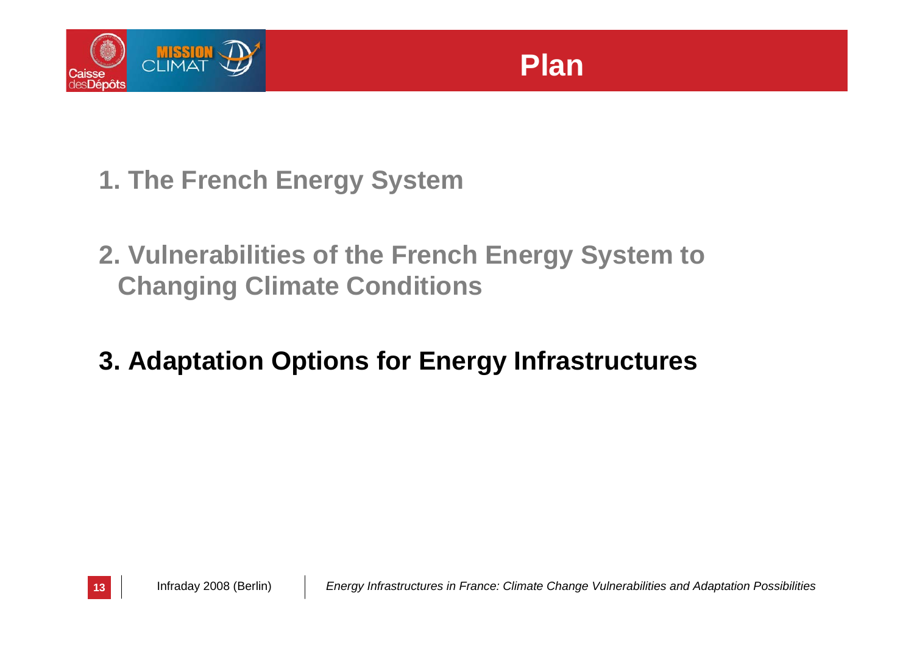# Plan

1. The French Energy System

2. Vulnerabilities of the French Energy System to Changing Climate Conditions

3. **Adaptation Options for Energy Infrastructures**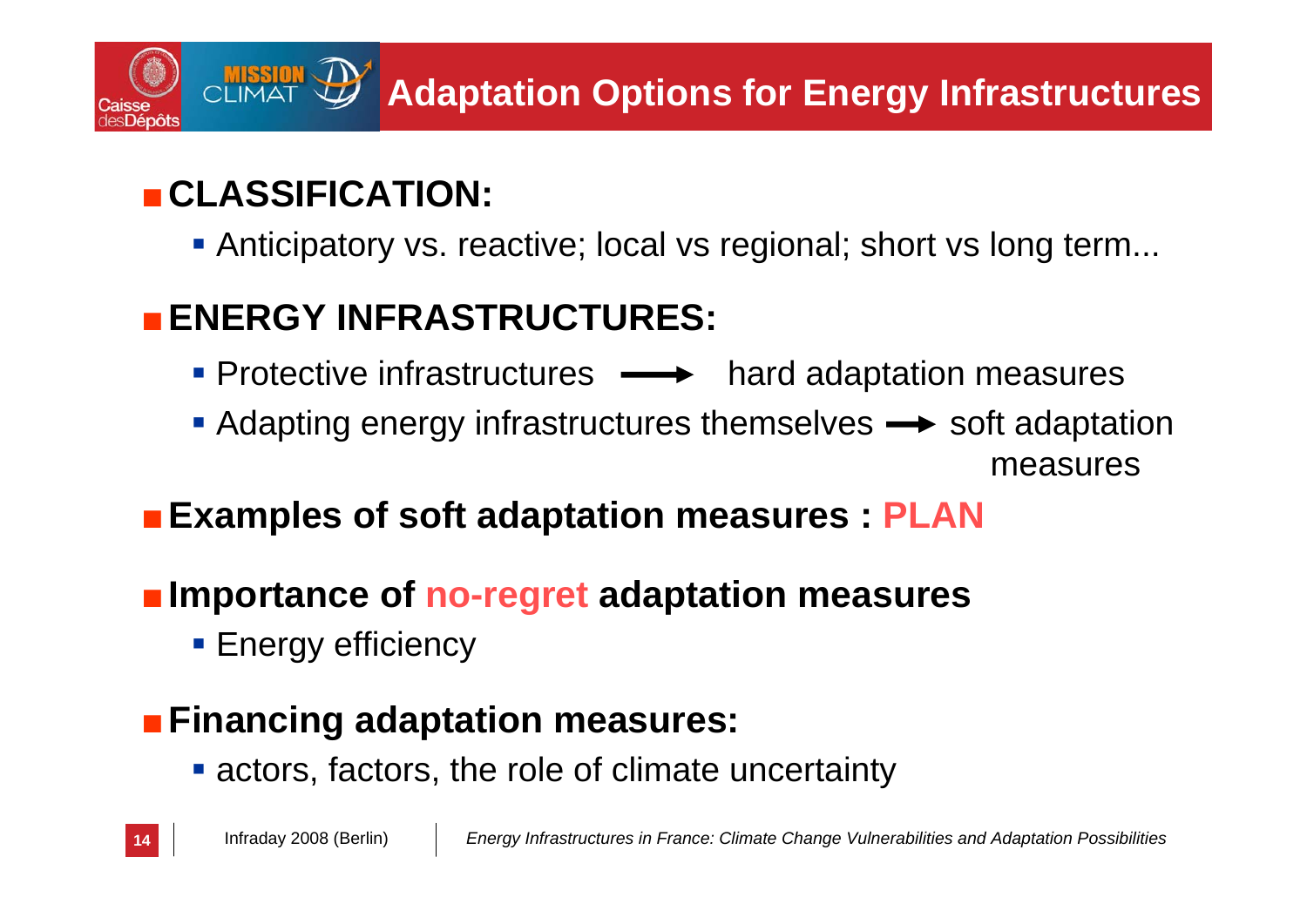# Adaptation Options for Energy Infrastructures

- **CLASSIFICATION:**
  - Anticipatory vs. reactive; local vs regional; short vs long term...
- **ENERGY INFRASTRUCTURES:**
  - Protective infrastructures ⟶ hard adaptation measures
  - Adapting energy infrastructures themselves ⟶ soft adaptation measures
- **Examples of soft adaptation measures : PLAN**
- **Importance of no-regret adaptation measures**
  - Energy efficiency
- **Financing adaptation measures:**
  - actors, factors, the role of climate uncertainty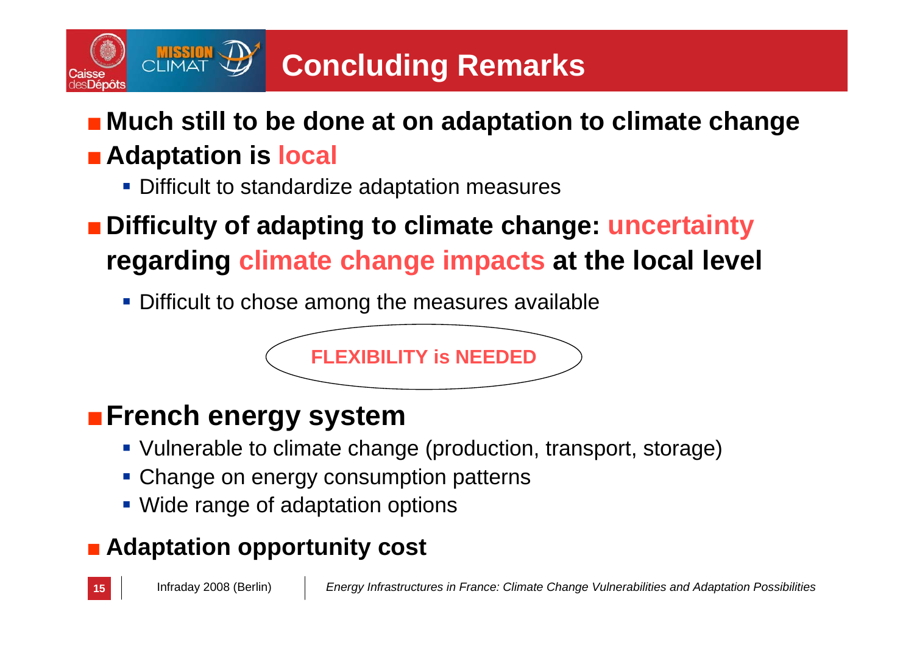# Concluding Remarks

- **Much still to be done at on adaptation to climate change**
- **Adaptation is local**
  - Difficult to standardize adaptation measures
- **Difficulty of adapting to climate change: uncertainty regarding climate change impacts at the local level**
  - Difficult to chose among the measures available

**FLEXIBILITY is NEEDED**

- **French energy system**
  - Vulnerable to climate change (production, transport, storage)
  - Change on energy consumption patterns
  - Wide range of adaptation options
- **Adaptation opportunity cost**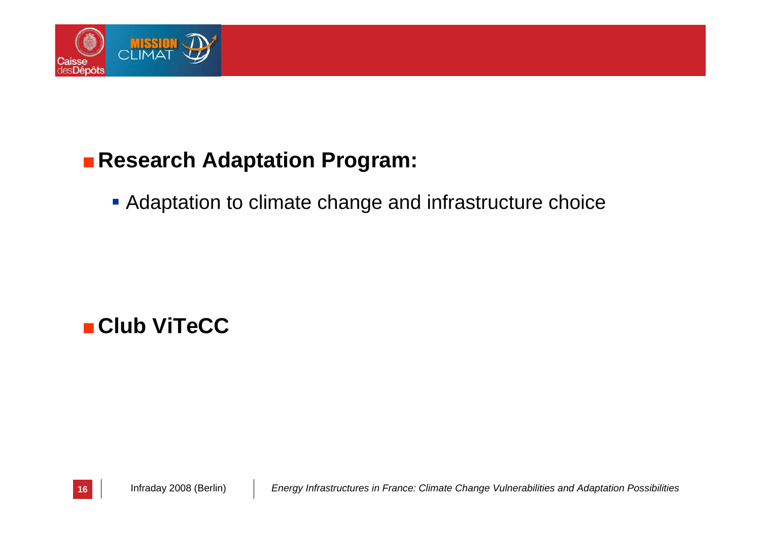- **Research Adaptation Program:**
  - Adaptation to climate change and infrastructure choice

- **Club ViTeCC**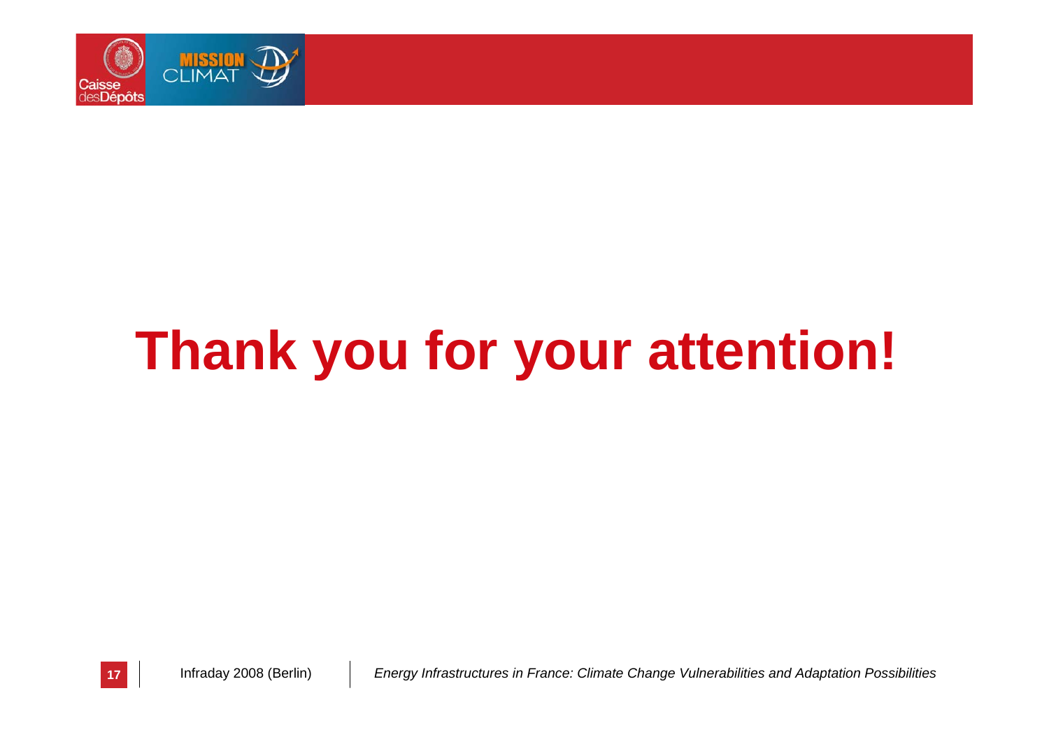# Thank you for your attention!